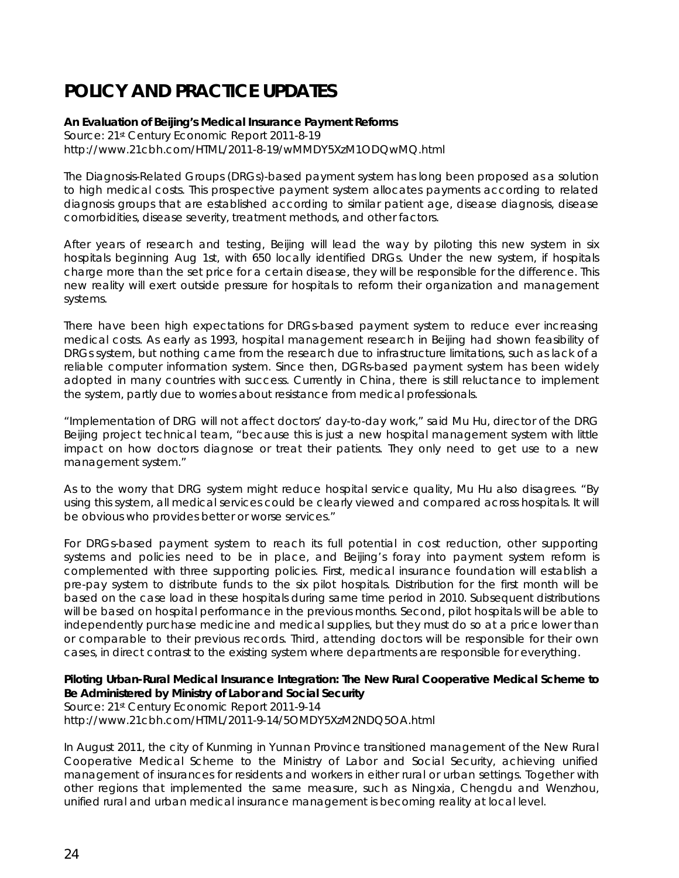# POLICY AND PRACTICE UPDATES

**An Evaluation of Beijing's Medical Insurance Payment Reforms**
Source: 21st Century Economic Report 2011-8-19
http://www.21cbh.com/HTML/2011-8-19/wMMDY5XzM1ODQwMQ.html

The Diagnosis-Related Groups (DRGs)-based payment system has long been proposed as a solution to high medical costs. This prospective payment system allocates payments according to related diagnosis groups that are established according to similar patient age, disease diagnosis, disease comorbidities, disease severity, treatment methods, and other factors.

After years of research and testing, Beijing will lead the way by piloting this new system in six hospitals beginning Aug 1st, with 650 locally identified DRGs. Under the new system, if hospitals charge more than the set price for a certain disease, they will be responsible for the difference. This new reality will exert outside pressure for hospitals to reform their organization and management systems.

There have been high expectations for DRGs-based payment system to reduce ever increasing medical costs. As early as 1993, hospital management research in Beijing had shown feasibility of DRGs system, but nothing came from the research due to infrastructure limitations, such as lack of a reliable computer information system. Since then, DGRs-based payment system has been widely adopted in many countries with success. Currently in China, there is still reluctance to implement the system, partly due to worries about resistance from medical professionals.

"Implementation of DRG will not affect doctors' day-to-day work," said Mu Hu, director of the DRG Beijing project technical team, "because this is just a new hospital management system with little impact on how doctors diagnose or treat their patients. They only need to get use to a new management system."

As to the worry that DRG system might reduce hospital service quality, Mu Hu also disagrees. "By using this system, all medical services could be clearly viewed and compared across hospitals. It will be obvious who provides better or worse services."

For DRGs-based payment system to reach its full potential in cost reduction, other supporting systems and policies need to be in place, and Beijing's foray into payment system reform is complemented with three supporting policies. First, medical insurance foundation will establish a pre-pay system to distribute funds to the six pilot hospitals. Distribution for the first month will be based on the case load in these hospitals during same time period in 2010. Subsequent distributions will be based on hospital performance in the previous months. Second, pilot hospitals will be able to independently purchase medicine and medical supplies, but they must do so at a price lower than or comparable to their previous records. Third, attending doctors will be responsible for their own cases, in direct contrast to the existing system where departments are responsible for everything.

**Piloting Urban-Rural Medical Insurance Integration: The New Rural Cooperative Medical Scheme to Be Administered by Ministry of Labor and Social Security**
Source: 21st Century Economic Report 2011-9-14
http://www.21cbh.com/HTML/2011-9-14/5OMDY5XzM2NDQ5OA.html

In August 2011, the city of Kunming in Yunnan Province transitioned management of the New Rural Cooperative Medical Scheme to the Ministry of Labor and Social Security, achieving unified management of insurances for residents and workers in either rural or urban settings. Together with other regions that implemented the same measure, such as Ningxia, Chengdu and Wenzhou, unified rural and urban medical insurance management is becoming reality at local level.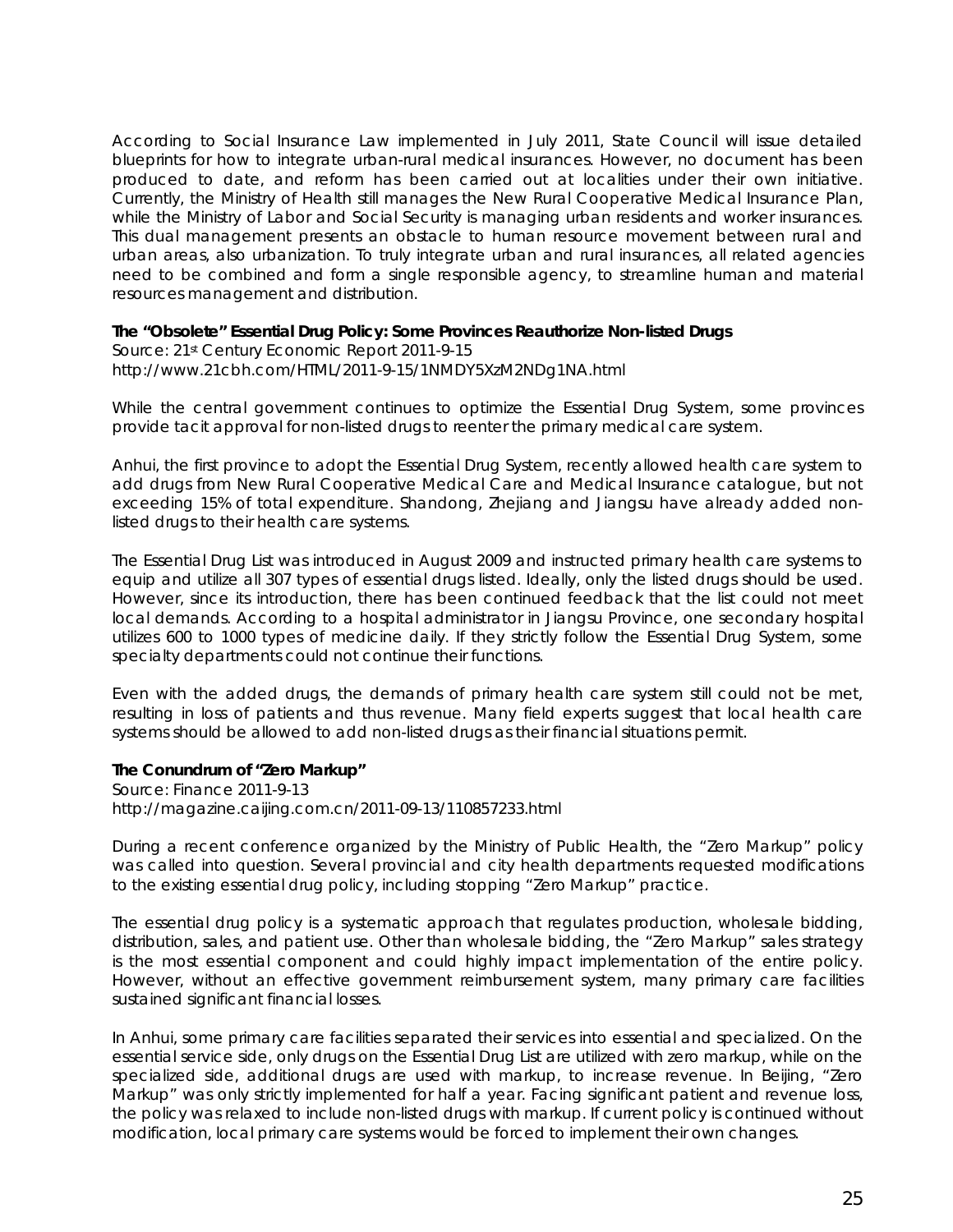According to Social Insurance Law implemented in July 2011, State Council will issue detailed blueprints for how to integrate urban-rural medical insurances. However, no document has been produced to date, and reform has been carried out at localities under their own initiative. Currently, the Ministry of Health still manages the New Rural Cooperative Medical Insurance Plan, while the Ministry of Labor and Social Security is managing urban residents and worker insurances. This dual management presents an obstacle to human resource movement between rural and urban areas, also urbanization. To truly integrate urban and rural insurances, all related agencies need to be combined and form a single responsible agency, to streamline human and material resources management and distribution.

**The "Obsolete" Essential Drug Policy: Some Provinces Reauthorize Non-listed Drugs**
Source: 21st Century Economic Report 2011-9-15
http://www.21cbh.com/HTML/2011-9-15/1NMDY5XzM2NDg1NA.html

While the central government continues to optimize the Essential Drug System, some provinces provide tacit approval for non-listed drugs to reenter the primary medical care system.

Anhui, the first province to adopt the Essential Drug System, recently allowed health care system to add drugs from New Rural Cooperative Medical Care and Medical Insurance catalogue, but not exceeding 15% of total expenditure. Shandong, Zhejiang and Jiangsu have already added non-listed drugs to their health care systems.

The Essential Drug List was introduced in August 2009 and instructed primary health care systems to equip and utilize all 307 types of essential drugs listed. Ideally, only the listed drugs should be used. However, since its introduction, there has been continued feedback that the list could not meet local demands. According to a hospital administrator in Jiangsu Province, one secondary hospital utilizes 600 to 1000 types of medicine daily. If they strictly follow the Essential Drug System, some specialty departments could not continue their functions.

Even with the added drugs, the demands of primary health care system still could not be met, resulting in loss of patients and thus revenue. Many field experts suggest that local health care systems should be allowed to add non-listed drugs as their financial situations permit.

**The Conundrum of "Zero Markup"**
Source: Finance 2011-9-13
http://magazine.caijing.com.cn/2011-09-13/110857233.html

During a recent conference organized by the Ministry of Public Health, the "Zero Markup" policy was called into question. Several provincial and city health departments requested modifications to the existing essential drug policy, including stopping "Zero Markup" practice.

The essential drug policy is a systematic approach that regulates production, wholesale bidding, distribution, sales, and patient use. Other than wholesale bidding, the "Zero Markup" sales strategy is the most essential component and could highly impact implementation of the entire policy. However, without an effective government reimbursement system, many primary care facilities sustained significant financial losses.

In Anhui, some primary care facilities separated their services into essential and specialized. On the essential service side, only drugs on the Essential Drug List are utilized with zero markup, while on the specialized side, additional drugs are used with markup, to increase revenue. In Beijing, "Zero Markup" was only strictly implemented for half a year. Facing significant patient and revenue loss, the policy was relaxed to include non-listed drugs with markup. If current policy is continued without modification, local primary care systems would be forced to implement their own changes.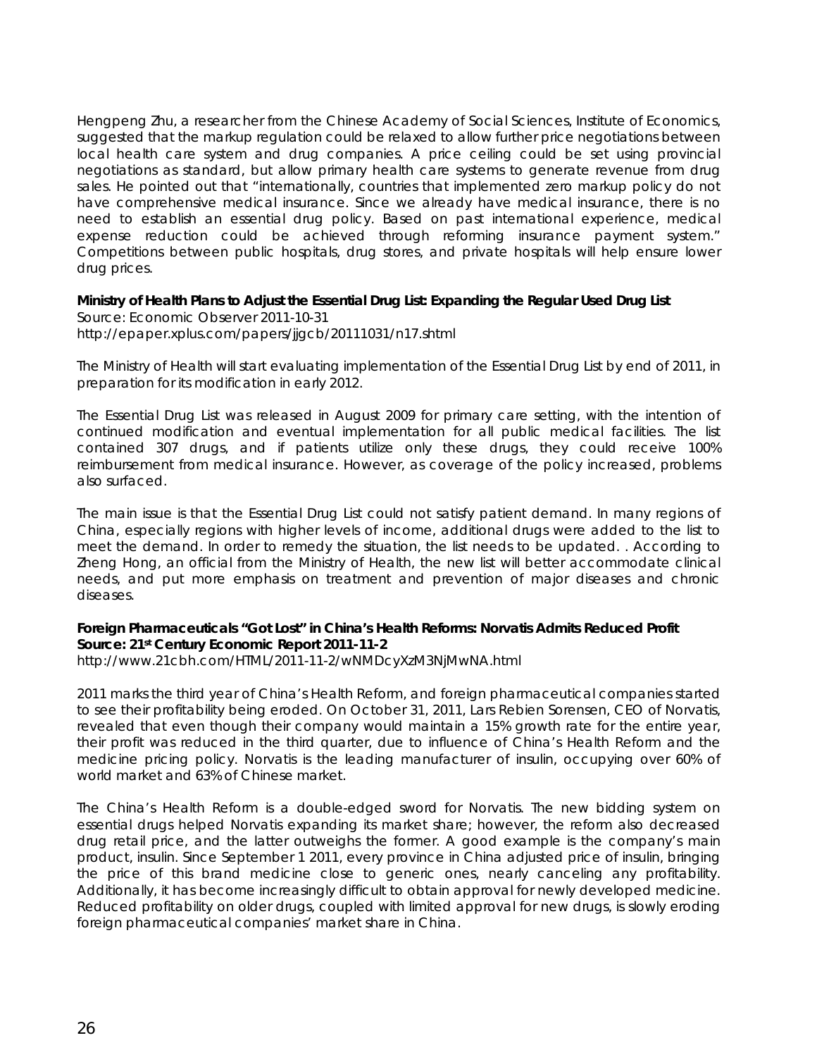Hengpeng Zhu, a researcher from the Chinese Academy of Social Sciences, Institute of Economics, suggested that the markup regulation could be relaxed to allow further price negotiations between local health care system and drug companies. A price ceiling could be set using provincial negotiations as standard, but allow primary health care systems to generate revenue from drug sales. He pointed out that "internationally, countries that implemented zero markup policy do not have comprehensive medical insurance. Since we already have medical insurance, there is no need to establish an essential drug policy. Based on past international experience, medical expense reduction could be achieved through reforming insurance payment system." Competitions between public hospitals, drug stores, and private hospitals will help ensure lower drug prices.

**Ministry of Health Plans to Adjust the Essential Drug List: Expanding the Regular Used Drug List**
Source: Economic Observer 2011-10-31
http://epaper.xplus.com/papers/jjgcb/20111031/n17.shtml

The Ministry of Health will start evaluating implementation of the Essential Drug List by end of 2011, in preparation for its modification in early 2012.

The Essential Drug List was released in August 2009 for primary care setting, with the intention of continued modification and eventual implementation for all public medical facilities. The list contained 307 drugs, and if patients utilize only these drugs, they could receive 100% reimbursement from medical insurance. However, as coverage of the policy increased, problems also surfaced.

The main issue is that the Essential Drug List could not satisfy patient demand. In many regions of China, especially regions with higher levels of income, additional drugs were added to the list to meet the demand. In order to remedy the situation, the list needs to be updated. . According to Zheng Hong, an official from the Ministry of Health, the new list will better accommodate clinical needs, and put more emphasis on treatment and prevention of major diseases and chronic diseases.

**Foreign Pharmaceuticals "Got Lost" in China's Health Reforms: Norvatis Admits Reduced Profit**
**Source: 21st Century Economic Report 2011-11-2**
http://www.21cbh.com/HTML/2011-11-2/wNMDcyXzM3NjMwNA.html

2011 marks the third year of China's Health Reform, and foreign pharmaceutical companies started to see their profitability being eroded. On October 31, 2011, Lars Rebien Sorensen, CEO of Norvatis, revealed that even though their company would maintain a 15% growth rate for the entire year, their profit was reduced in the third quarter, due to influence of China's Health Reform and the medicine pricing policy. Norvatis is the leading manufacturer of insulin, occupying over 60% of world market and 63% of Chinese market.

The China's Health Reform is a double-edged sword for Norvatis. The new bidding system on essential drugs helped Norvatis expanding its market share; however, the reform also decreased drug retail price, and the latter outweighs the former. A good example is the company's main product, insulin. Since September 1 2011, every province in China adjusted price of insulin, bringing the price of this brand medicine close to generic ones, nearly canceling any profitability. Additionally, it has become increasingly difficult to obtain approval for newly developed medicine. Reduced profitability on older drugs, coupled with limited approval for new drugs, is slowly eroding foreign pharmaceutical companies' market share in China.